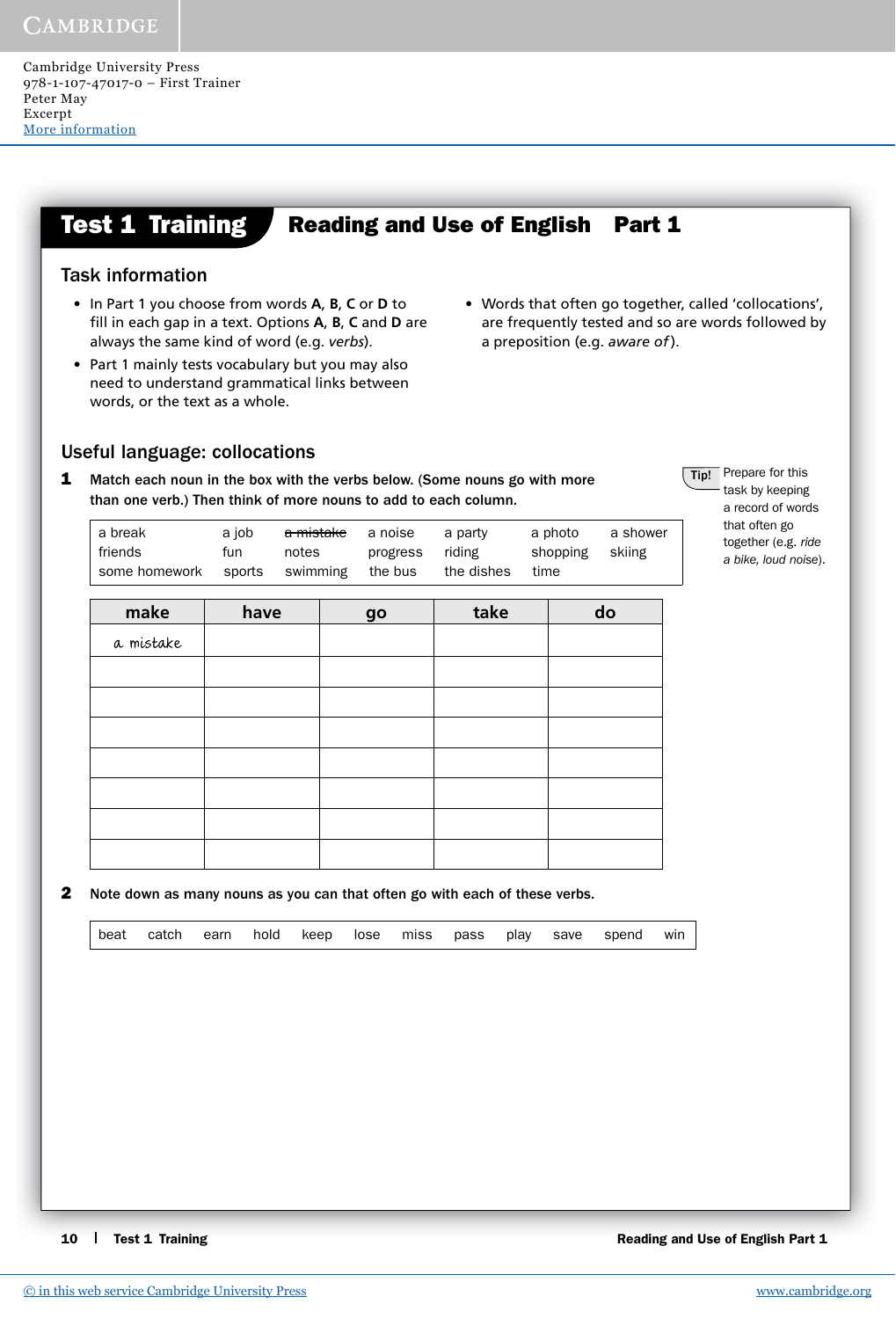Cambridge University Press
978-1-107-47017-0 – First Trainer
Peter May
Excerpt
More information

# Test 1 Training Reading and Use of English Part 1

## Task information

- In Part 1 you choose from words **A**, **B**, **C** or **D** to fill in each gap in a text. Options **A**, **B**, **C** and **D** are always the same kind of word (e.g. *verbs*).
- Part 1 mainly tests vocabulary but you may also need to understand grammatical links between words, or the text as a whole.
- Words that often go together, called 'collocations', are frequently tested and so are words followed by a preposition (e.g. *aware of*).

## Useful language: collocations

**1** **Match each noun in the box with the verbs below. (Some nouns go with more than one verb.) Then think of more nouns to add to each column.**

> **Tip!** Prepare for this task by keeping a record of words that often go together (e.g. *ride a bike, loud noise*).

| | | | | | | |
|---|---|---|---|---|---|---|
| a break | a job | ~~a mistake~~ | a noise | a party | a photo | a shower |
| friends | fun | notes | progress | riding | shopping | skiing |
| some homework | sports | swimming | the bus | the dishes | time | |

| make | have | go | take | do |
|---|---|---|---|---|
| a mistake | | | | |
| | | | | |
| | | | | |
| | | | | |
| | | | | |
| | | | | |
| | | | | |
| | | | | |

**2** **Note down as many nouns as you can that often go with each of these verbs.**

| | | | | | | | | | | | |
|---|---|---|---|---|---|---|---|---|---|---|---|
| beat | catch | earn | hold | keep | lose | miss | pass | play | save | spend | win |

© in this web service Cambridge University Press www.cambridge.org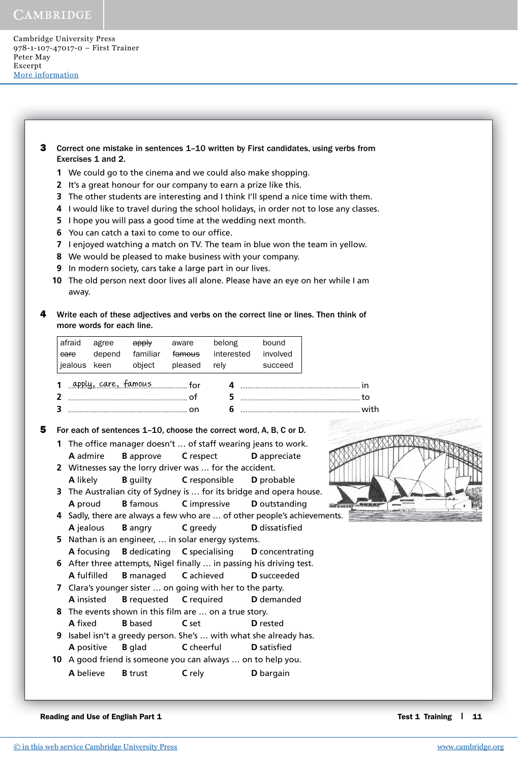**3** **Correct one mistake in sentences 1–10 written by First candidates, using verbs from Exercises 1 and 2.**

1. We could go to the cinema and we could also make shopping.
2. It's a great honour for our company to earn a prize like this.
3. The other students are interesting and I think I'll spend a nice time with them.
4. I would like to travel during the school holidays, in order not to lose any classes.
5. I hope you will pass a good time at the wedding next month.
6. You can catch a taxi to come to our office.
7. I enjoyed watching a match on TV. The team in blue won the team in yellow.
8. We would be pleased to make business with your company.
9. In modern society, cars take a large part in our lives.
10. The old person next door lives all alone. Please have an eye on her while I am away.

**4** **Write each of these adjectives and verbs on the correct line or lines. Then think of more words for each line.**

| | | | | | |
|---|---|---|---|---|---|
| afraid | agree | ~~apply~~ | aware | belong | bound |
| ~~care~~ | depend | familiar | ~~famous~~ | interested | involved |
| jealous | keen | object | pleased | rely | succeed |

1 apply, care, famous ............ for
2 ............ of
3 ............ on
4 ............ in
5 ............ to
6 ............ with

**5** **For each of sentences 1–10, choose the correct word, A, B, C or D.**

1. The office manager doesn't … of staff wearing jeans to work.
   **A** admire **B** approve **C** respect **D** appreciate
2. Witnesses say the lorry driver was … for the accident.
   **A** likely **B** guilty **C** responsible **D** probable
3. The Australian city of Sydney is … for its bridge and opera house.
   **A** proud **B** famous **C** impressive **D** outstanding
4. Sadly, there are always a few who are … of other people's achievements.
   **A** jealous **B** angry **C** greedy **D** dissatisfied
5. Nathan is an engineer, … in solar energy systems.
   **A** focusing **B** dedicating **C** specialising **D** concentrating
6. After three attempts, Nigel finally … in passing his driving test.
   **A** fulfilled **B** managed **C** achieved **D** succeeded
7. Clara's younger sister … on going with her to the party.
   **A** insisted **B** requested **C** required **D** demanded
8. The events shown in this film are … on a true story.
   **A** fixed **B** based **C** set **D** rested
9. Isabel isn't a greedy person. She's … with what she already has.
   **A** positive **B** glad **C** cheerful **D** satisfied
10. A good friend is someone you can always … on to help you.
    **A** believe **B** trust **C** rely **D** bargain

Reading and Use of English Part 1 — Test 1 Training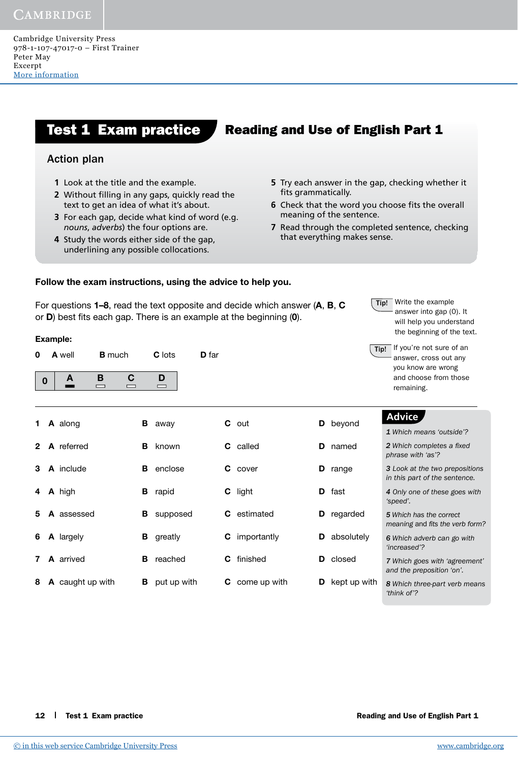# Test 1 Exam practice — Reading and Use of English Part 1

## Action plan

1. Look at the title and the example.
2. Without filling in any gaps, quickly read the text to get an idea of what it's about.
3. For each gap, decide what kind of word (e.g. *nouns*, *adverbs*) the four options are.
4. Study the words either side of the gap, underlining any possible collocations.
5. Try each answer in the gap, checking whether it fits grammatically.
6. Check that the word you choose fits the overall meaning of the sentence.
7. Read through the completed sentence, checking that everything makes sense.

**Follow the exam instructions, using the advice to help you.**

For questions **1–8**, read the text opposite and decide which answer (**A**, **B**, **C** or **D**) best fits each gap. There is an example at the beginning (**0**).

**Tip!** Write the example answer into gap (0). It will help you understand the beginning of the text.

**Tip!** If you're not sure of an answer, cross out any you know are wrong and choose from those remaining.

**Example:**

**0** **A** well **B** much **C** lots **D** far

| 0 | A | B | C | D |
|---|---|---|---|---|
| | ▬ | ▭ | ▭ | ▭ |

| | A | B | C | D |
|---|---|---|---|---|
| **1** | along | away | out | beyond |
| **2** | referred | known | called | named |
| **3** | include | enclose | cover | range |
| **4** | high | rapid | light | fast |
| **5** | assessed | supposed | estimated | regarded |
| **6** | largely | greatly | importantly | absolutely |
| **7** | arrived | reached | finished | closed |
| **8** | caught up with | put up with | come up with | kept up with |

### Advice

*1 Which means 'outside'?*

*2 Which completes a fixed phrase with 'as'?*

*3 Look at the two prepositions in this part of the sentence.*

*4 Only one of these goes with 'speed'.*

*5 Which has the correct meaning and fits the verb form?*

*6 Which adverb can go with 'increased'?*

*7 Which goes with 'agreement' and the preposition 'on'.*

*8 Which three-part verb means 'think of'?*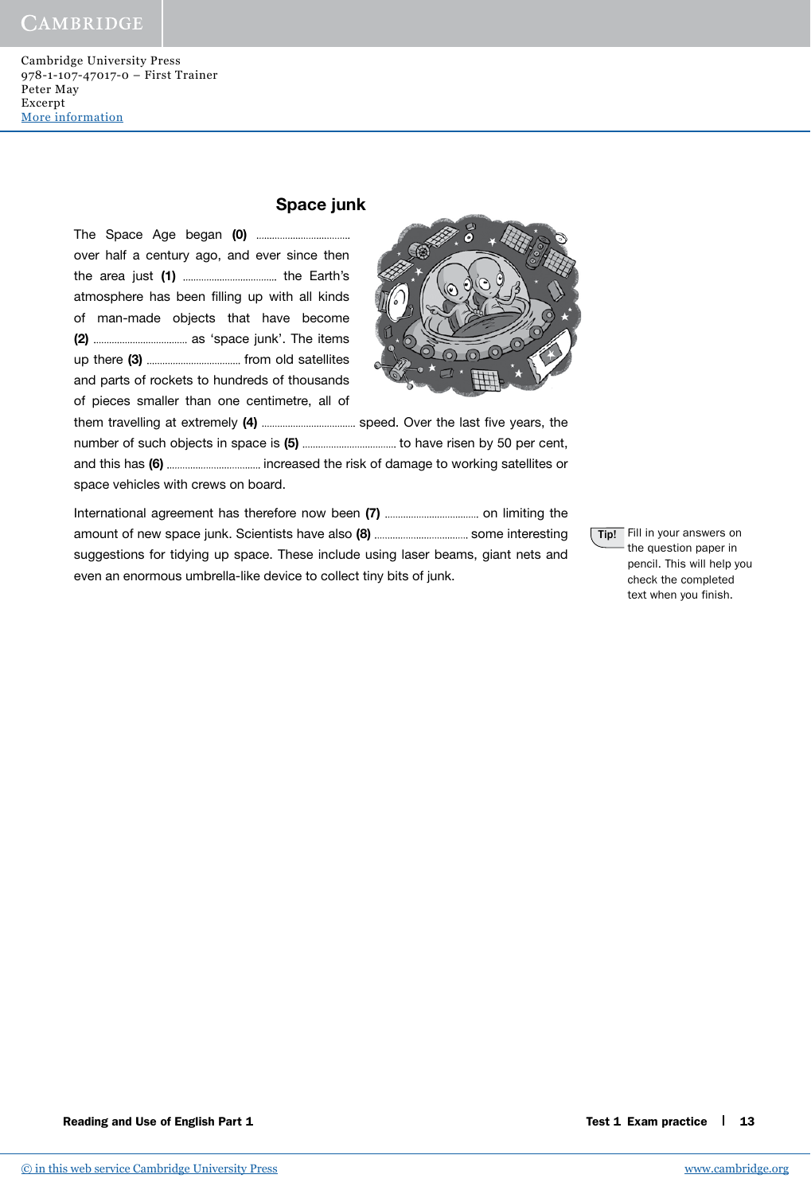## Space junk

The Space Age began **(0)** .................................. over half a century ago, and ever since then the area just **(1)** .................................. the Earth's atmosphere has been filling up with all kinds of man-made objects that have become **(2)** .................................. as 'space junk'. The items up there **(3)** .................................. from old satellites and parts of rockets to hundreds of thousands of pieces smaller than one centimetre, all of them travelling at extremely **(4)** .................................. speed. Over the last five years, the number of such objects in space is **(5)** .................................. to have risen by 50 per cent, and this has **(6)** .................................. increased the risk of damage to working satellites or space vehicles with crews on board.

International agreement has therefore now been **(7)** .................................. on limiting the amount of new space junk. Scientists have also **(8)** .................................. some interesting suggestions for tidying up space. These include using laser beams, giant nets and even an enormous umbrella-like device to collect tiny bits of junk.

**Tip!** Fill in your answers on the question paper in pencil. This will help you check the completed text when you finish.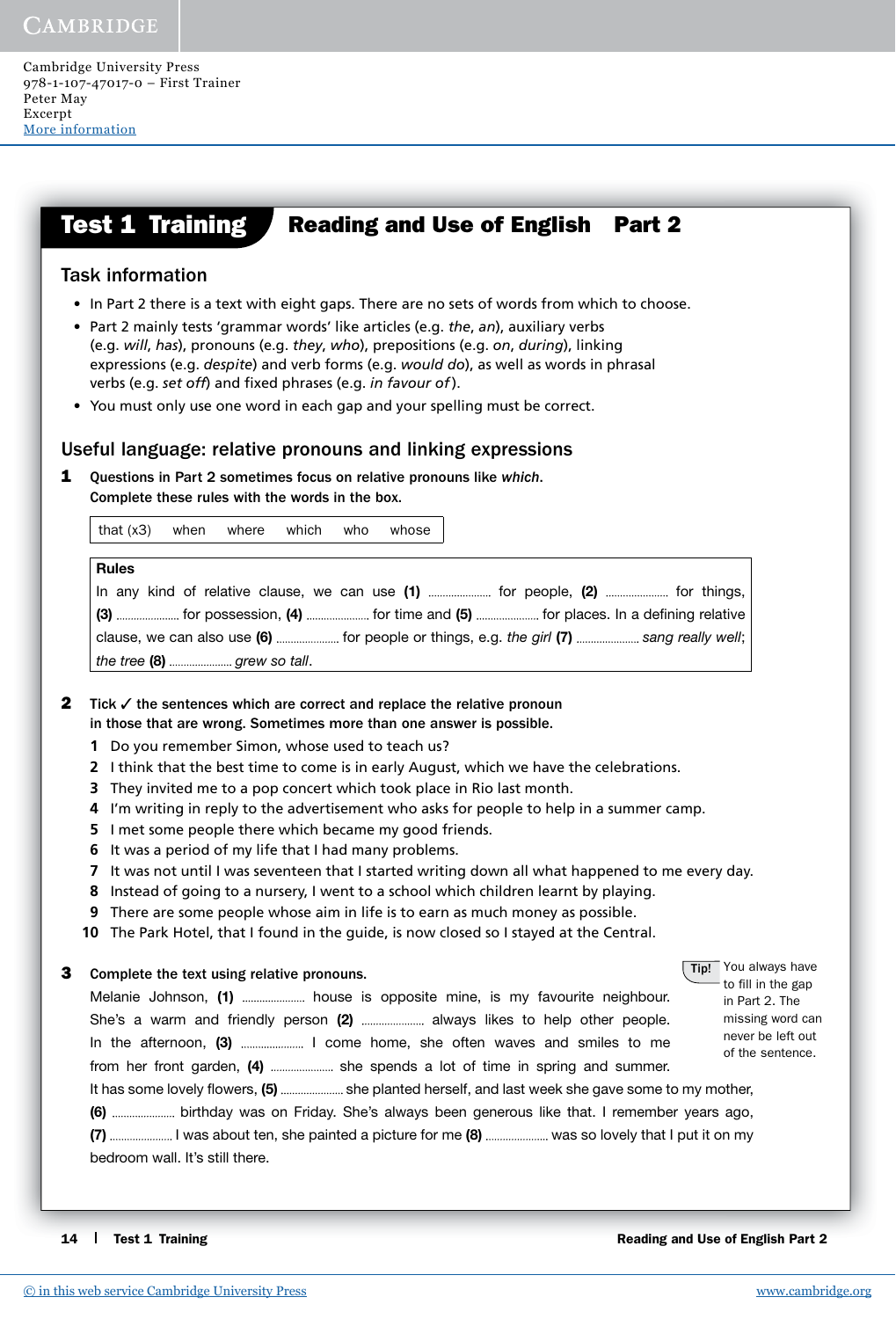# Test 1 Training — Reading and Use of English Part 2

## Task information

- In Part 2 there is a text with eight gaps. There are no sets of words from which to choose.
- Part 2 mainly tests 'grammar words' like articles (e.g. *the*, *an*), auxiliary verbs (e.g. *will*, *has*), pronouns (e.g. *they*, *who*), prepositions (e.g. *on*, *during*), linking expressions (e.g. *despite*) and verb forms (e.g. *would do*), as well as words in phrasal verbs (e.g. *set off*) and fixed phrases (e.g. *in favour of*).
- You must only use one word in each gap and your spelling must be correct.

## Useful language: relative pronouns and linking expressions

**1** **Questions in Part 2 sometimes focus on relative pronouns like *which*. Complete these rules with the words in the box.**

| that (x3) when where which who whose |
|---|

**Rules**

In any kind of relative clause, we can use **(1)** .................... for people, **(2)** .................... for things, **(3)** .................... for possession, **(4)** .................... for time and **(5)** .................... for places. In a defining relative clause, we can also use **(6)** .................... for people or things, e.g. *the girl* **(7)** .................... *sang really well*; *the tree* **(8)** .................... *grew so tall*.

**2** **Tick ✓ the sentences which are correct and replace the relative pronoun in those that are wrong. Sometimes more than one answer is possible.**

1. Do you remember Simon, whose used to teach us?
2. I think that the best time to come is in early August, which we have the celebrations.
3. They invited me to a pop concert which took place in Rio last month.
4. I'm writing in reply to the advertisement who asks for people to help in a summer camp.
5. I met some people there which became my good friends.
6. It was a period of my life that I had many problems.
7. It was not until I was seventeen that I started writing down all what happened to me every day.
8. Instead of going to a nursery, I went to a school which children learnt by playing.
9. There are some people whose aim in life is to earn as much money as possible.
10. The Park Hotel, that I found in the guide, is now closed so I stayed at the Central.

**3** **Complete the text using relative pronouns.**

> **Tip!** You always have to fill in the gap in Part 2. The missing word can never be left out of the sentence.

Melanie Johnson, **(1)** .................... house is opposite mine, is my favourite neighbour. She's a warm and friendly person **(2)** .................... always likes to help other people. In the afternoon, **(3)** .................... I come home, she often waves and smiles to me from her front garden, **(4)** .................... she spends a lot of time in spring and summer. It has some lovely flowers, **(5)** .................... she planted herself, and last week she gave some to my mother, **(6)** .................... birthday was on Friday. She's always been generous like that. I remember years ago, **(7)** .................... I was about ten, she painted a picture for me **(8)** .................... was so lovely that I put it on my bedroom wall. It's still there.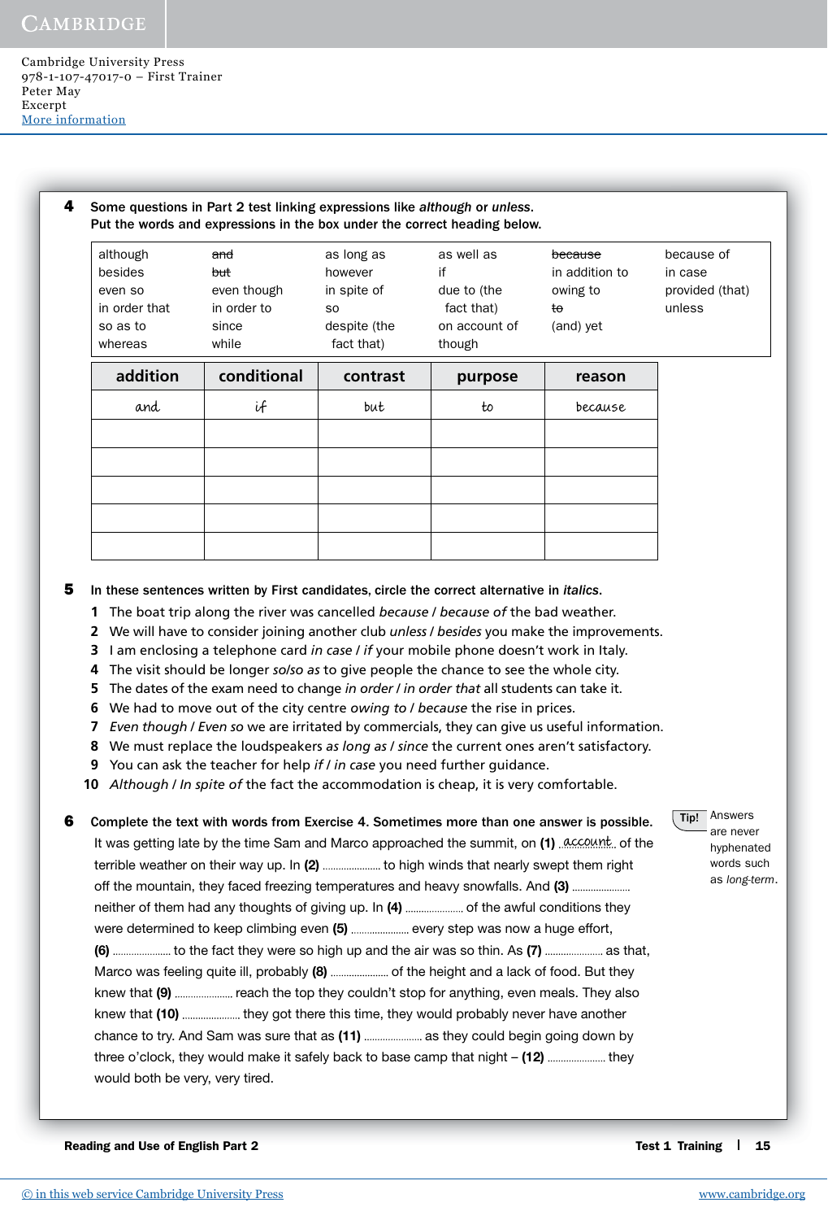**4** Some questions in Part 2 test linking expressions like *although* or *unless*.
Put the words and expressions in the box under the correct heading below.

| | | | | | |
|---|---|---|---|---|---|
| although | ~~and~~ | as long as | as well as | ~~because~~ | because of |
| besides | ~~but~~ | however | if | in addition to | in case |
| even so | even though | in spite of | due to (the fact that) | owing to | provided (that) |
| in order that | in order to | so | | ~~to~~ | unless |
| so as to | since | despite (the fact that) | on account of | (and) yet | |
| whereas | while | | though | | |

| addition | conditional | contrast | purpose | reason |
|---|---|---|---|---|
| and | if | but | to | because |
| | | | | |
| | | | | |
| | | | | |
| | | | | |
| | | | | |

**5** In these sentences written by First candidates, circle the correct alternative in *italics*.

1. The boat trip along the river was cancelled *because / because of* the bad weather.
2. We will have to consider joining another club *unless / besides* you make the improvements.
3. I am enclosing a telephone card *in case / if* your mobile phone doesn't work in Italy.
4. The visit should be longer *so/so as* to give people the chance to see the whole city.
5. The dates of the exam need to change *in order / in order that* all students can take it.
6. We had to move out of the city centre *owing to / because* the rise in prices.
7. *Even though / Even so* we are irritated by commercials, they can give us useful information.
8. We must replace the loudspeakers *as long as / since* the current ones aren't satisfactory.
9. You can ask the teacher for help *if / in case* you need further guidance.
10. *Although / In spite of* the fact the accommodation is cheap, it is very comfortable.

**6** Complete the text with words from Exercise 4. Sometimes more than one answer is possible.

It was getting late by the time Sam and Marco approached the summit, on **(1)** account of the terrible weather on their way up. In **(2)** .................... to high winds that nearly swept them right off the mountain, they faced freezing temperatures and heavy snowfalls. And **(3)** .................... neither of them had any thoughts of giving up. In **(4)** .................... of the awful conditions they were determined to keep climbing even **(5)** .................... every step was now a huge effort, **(6)** .................... to the fact they were so high up and the air was so thin. As **(7)** .................... as that, Marco was feeling quite ill, probably **(8)** .................... of the height and a lack of food. But they knew that **(9)** .................... reach the top they couldn't stop for anything, even meals. They also knew that **(10)** .................... they got there this time, they would probably never have another chance to try. And Sam was sure that as **(11)** .................... as they could begin going down by three o'clock, they would make it safely back to base camp that night – **(12)** .................... they would both be very, very tired.

**Tip!** Answers are never hyphenated words such as *long-term*.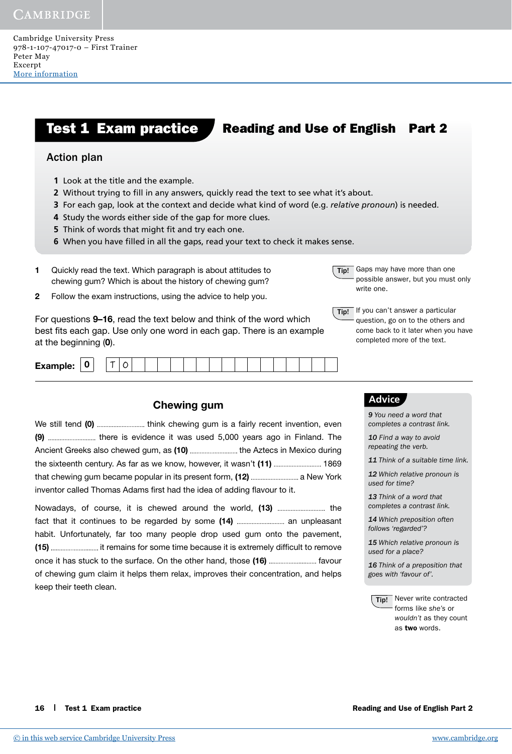Cambridge University Press
978-1-107-47017-0 – First Trainer
Peter May
Excerpt
More information

# Test 1 Exam practice — Reading and Use of English Part 2

## Action plan

1. Look at the title and the example.
2. Without trying to fill in any answers, quickly read the text to see what it's about.
3. For each gap, look at the context and decide what kind of word (e.g. *relative pronoun*) is needed.
4. Study the words either side of the gap for more clues.
5. Think of words that might fit and try each one.
6. When you have filled in all the gaps, read your text to check it makes sense.

**1** Quickly read the text. Which paragraph is about attitudes to chewing gum? Which is about the history of chewing gum?

**2** Follow the exam instructions, using the advice to help you.

**Tip!** Gaps may have more than one possible answer, but you must only write one.

**Tip!** If you can't answer a particular question, go on to the others and come back to it later when you have completed more of the text.

For questions **9–16**, read the text below and think of the word which best fits each gap. Use only one word in each gap. There is an example at the beginning (**0**).

**Example:** **0** T O

## Chewing gum

We still tend **(0)** .................... think chewing gum is a fairly recent invention, even **(9)** .................... there is evidence it was used 5,000 years ago in Finland. The Ancient Greeks also chewed gum, as **(10)** .................... the Aztecs in Mexico during the sixteenth century. As far as we know, however, it wasn't **(11)** .................... 1869 that chewing gum became popular in its present form, **(12)** .................... a New York inventor called Thomas Adams first had the idea of adding flavour to it.

Nowadays, of course, it is chewed around the world, **(13)** .................... the fact that it continues to be regarded by some **(14)** .................... an unpleasant habit. Unfortunately, far too many people drop used gum onto the pavement, **(15)** .................... it remains for some time because it is extremely difficult to remove once it has stuck to the surface. On the other hand, those **(16)** .................... favour of chewing gum claim it helps them relax, improves their concentration, and helps keep their teeth clean.

### Advice

*9 You need a word that completes a contrast link.*

*10 Find a way to avoid repeating the verb.*

*11 Think of a suitable time link.*

*12 Which relative pronoun is used for time?*

*13 Think of a word that completes a contrast link.*

*14 Which preposition often follows 'regarded'?*

*15 Which relative pronoun is used for a place?*

*16 Think of a preposition that goes with 'favour of'.*

**Tip!** Never write contracted forms like *she's* or *wouldn't* as they count as **two** words.

© in this web service Cambridge University Press | www.cambridge.org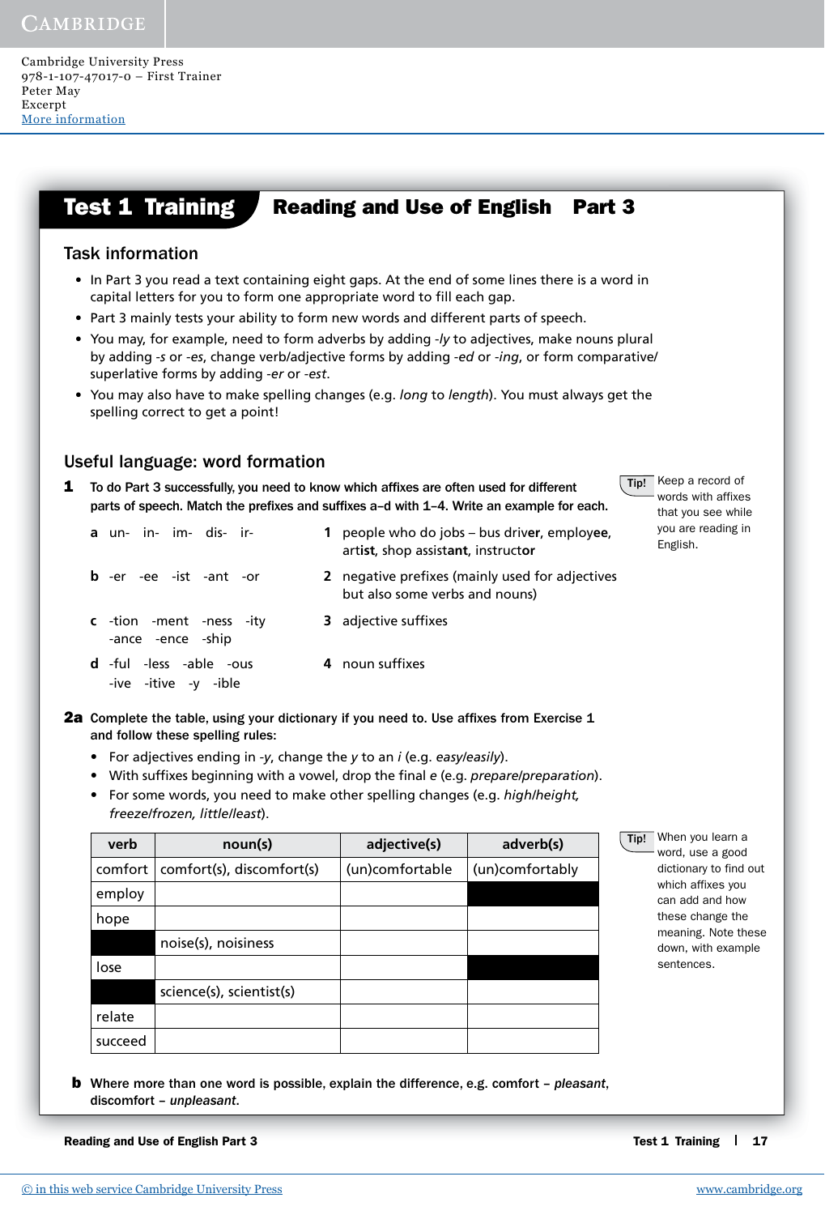# Test 1 Training — Reading and Use of English Part 3

## Task information

- In Part 3 you read a text containing eight gaps. At the end of some lines there is a word in capital letters for you to form one appropriate word to fill each gap.
- Part 3 mainly tests your ability to form new words and different parts of speech.
- You may, for example, need to form adverbs by adding *-ly* to adjectives, make nouns plural by adding *-s* or *-es*, change verb/adjective forms by adding *-ed* or *-ing*, or form comparative/superlative forms by adding *-er* or *-est*.
- You may also have to make spelling changes (e.g. *long* to *length*). You must always get the spelling correct to get a point!

## Useful language: word formation

**1** **To do Part 3 successfully, you need to know which affixes are often used for different parts of speech. Match the prefixes and suffixes a–d with 1–4. Write an example for each.**

> **Tip!** Keep a record of words with affixes that you see while you are reading in English.

**a** un- in- im- dis- ir-

**b** -er -ee -ist -ant -or

**c** -tion -ment -ness -ity -ance -ence -ship

**d** -ful -less -able -ous -ive -itive -y -ible

**1** people who do jobs – bus driv**er**, employ**ee**, art**ist**, shop assist**ant**, instruct**or**

**2** negative prefixes (mainly used for adjectives but also some verbs and nouns)

**3** adjective suffixes

**4** noun suffixes

**2a** **Complete the table, using your dictionary if you need to. Use affixes from Exercise 1 and follow these spelling rules:**

- For adjectives ending in *-y*, change the *y* to an *i* (e.g. *easy/easily*).
- With suffixes beginning with a vowel, drop the final *e* (e.g. *prepare/preparation*).
- For some words, you need to make other spelling changes (e.g. *high/height, freeze/frozen, little/least*).

> **Tip!** When you learn a word, use a good dictionary to find out which affixes you can add and how these change the meaning. Note these down, with example sentences.

| verb | noun(s) | adjective(s) | adverb(s) |
|---|---|---|---|
| comfort | comfort(s), discomfort(s) | (un)comfortable | (un)comfortably |
| employ | | | ■ |
| hope | | | |
| ■ | noise(s), noisiness | | |
| lose | | | ■ |
| ■ | science(s), scientist(s) | | |
| relate | | | |
| succeed | | | |

**b** **Where more than one word is possible, explain the difference, e.g. comfort – *pleasant*, discomfort – *unpleasant*.**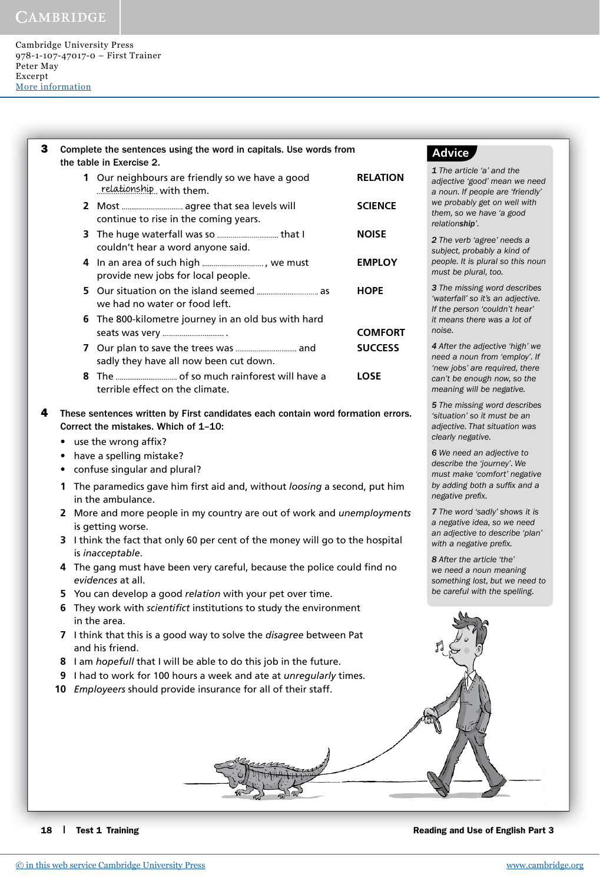**3** Complete the sentences using the word in capitals. Use words from the table in Exercise 2.

1. Our neighbours are friendly so we have a good ...relationship... with them. **RELATION**
2. Most .................................. agree that sea levels will continue to rise in the coming years. **SCIENCE**
3. The huge waterfall was so .................................. that I couldn't hear a word anyone said. **NOISE**
4. In an area of such high .................................., we must provide new jobs for local people. **EMPLOY**
5. Our situation on the island seemed .................................. as we had no water or food left. **HOPE**
6. The 800-kilometre journey in an old bus with hard seats was very .................................. . **COMFORT**
7. Our plan to save the trees was .................................. and sadly they have all now been cut down. **SUCCESS**
8. The .................................. of so much rainforest will have a terrible effect on the climate. **LOSE**

## Advice

*1 The article 'a' and the adjective 'good' mean we need a noun. If people are 'friendly' we probably get on well with them, so we have 'a good relation**ship**'.*

*2 The verb 'agree' needs a subject, probably a kind of people. It is plural so this noun must be plural, too.*

*3 The missing word describes 'waterfall' so it's an adjective. If the person 'couldn't hear' it means there was a lot of noise.*

*4 After the adjective 'high' we need a noun from 'employ'. If 'new jobs' are required, there can't be enough now, so the meaning will be negative.*

*5 The missing word describes 'situation' so it must be an adjective. That situation was clearly negative.*

*6 We need an adjective to describe the 'journey'. We must make 'comfort' negative by adding both a suffix and a negative prefix.*

*7 The word 'sadly' shows it is a negative idea, so we need an adjective to describe 'plan' with a negative prefix.*

*8 After the article 'the' we need a noun meaning something lost, but we need to be careful with the spelling.*

**4** These sentences written by First candidates each contain word formation errors. Correct the mistakes. Which of 1–10:

- use the wrong affix?
- have a spelling mistake?
- confuse singular and plural?

1. The paramedics gave him first aid and, without *loosing* a second, put him in the ambulance.
2. More and more people in my country are out of work and *unemployments* is getting worse.
3. I think the fact that only 60 per cent of the money will go to the hospital is *inacceptable*.
4. The gang must have been very careful, because the police could find no *evidences* at all.
5. You can develop a good *relation* with your pet over time.
6. They work with *scientifict* institutions to study the environment in the area.
7. I think that this is a good way to solve the *disagree* between Pat and his friend.
8. I am *hopefull* that I will be able to do this job in the future.
9. I had to work for 100 hours a week and ate at *unregularly* times.
10. *Employeers* should provide insurance for all of their staff.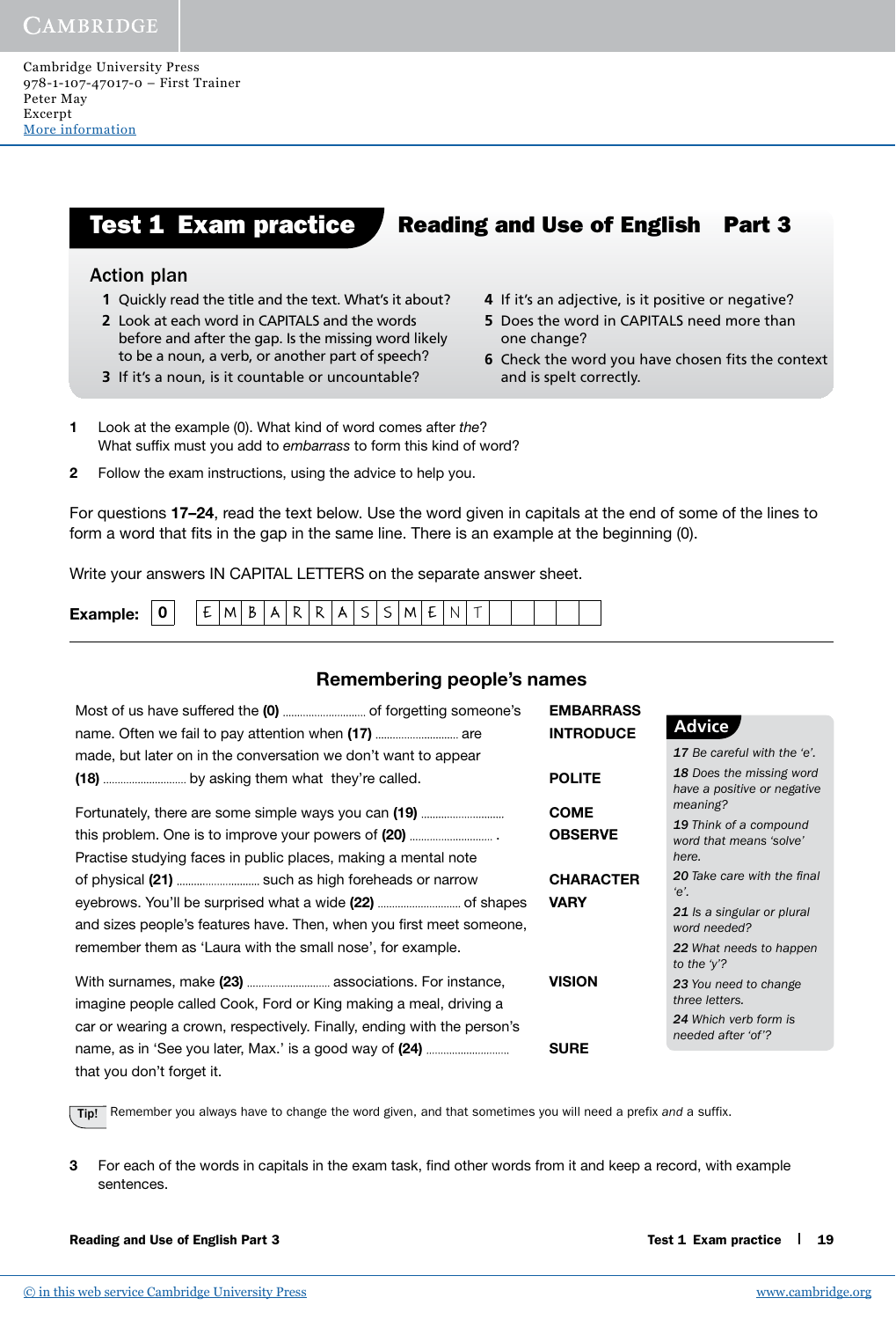# Test 1 Exam practice — Reading and Use of English Part 3

## Action plan

1. Quickly read the title and the text. What's it about?
2. Look at each word in CAPITALS and the words before and after the gap. Is the missing word likely to be a noun, a verb, or another part of speech?
3. If it's a noun, is it countable or uncountable?
4. If it's an adjective, is it positive or negative?
5. Does the word in CAPITALS need more than one change?
6. Check the word you have chosen fits the context and is spelt correctly.

**1** Look at the example (0). What kind of word comes after *the*? What suffix must you add to *embarrass* to form this kind of word?

**2** Follow the exam instructions, using the advice to help you.

For questions **17–24**, read the text below. Use the word given in capitals at the end of some of the lines to form a word that fits in the gap in the same line. There is an example at the beginning (0).

Write your answers IN CAPITAL LETTERS on the separate answer sheet.

**Example:** **0** EMBARRASSMENT

### Remembering people's names

| | |
|---|---|
| Most of us have suffered the **(0)** ............ of forgetting someone's | **EMBARRASS** |
| name. Often we fail to pay attention when **(17)** ............ are | **INTRODUCE** |
| made, but later on in the conversation we don't want to appear | |
| **(18)** ............ by asking them what they're called. | **POLITE** |
| Fortunately, there are some simple ways you can **(19)** ............ | **COME** |
| this problem. One is to improve your powers of **(20)** ............ . | **OBSERVE** |
| Practise studying faces in public places, making a mental note | |
| of physical **(21)** ............ such as high foreheads or narrow | **CHARACTER** |
| eyebrows. You'll be surprised what a wide **(22)** ............ of shapes | **VARY** |
| and sizes people's features have. Then, when you first meet someone, | |
| remember them as 'Laura with the small nose', for example. | |
| With surnames, make **(23)** ............ associations. For instance, | **VISION** |
| imagine people called Cook, Ford or King making a meal, driving a | |
| car or wearing a crown, respectively. Finally, ending with the person's | |
| name, as in 'See you later, Max.' is a good way of **(24)** ............ | **SURE** |
| that you don't forget it. | |

**Advice**

*17 Be careful with the 'e'.*

*18 Does the missing word have a positive or negative meaning?*

*19 Think of a compound word that means 'solve' here.*

*20 Take care with the final 'e'.*

*21 Is a singular or plural word needed?*

*22 What needs to happen to the 'y'?*

*23 You need to change three letters.*

*24 Which verb form is needed after 'of'?*

**Tip!** Remember you always have to change the word given, and that sometimes you will need a prefix *and* a suffix.

**3** For each of the words in capitals in the exam task, find other words from it and keep a record, with example sentences.